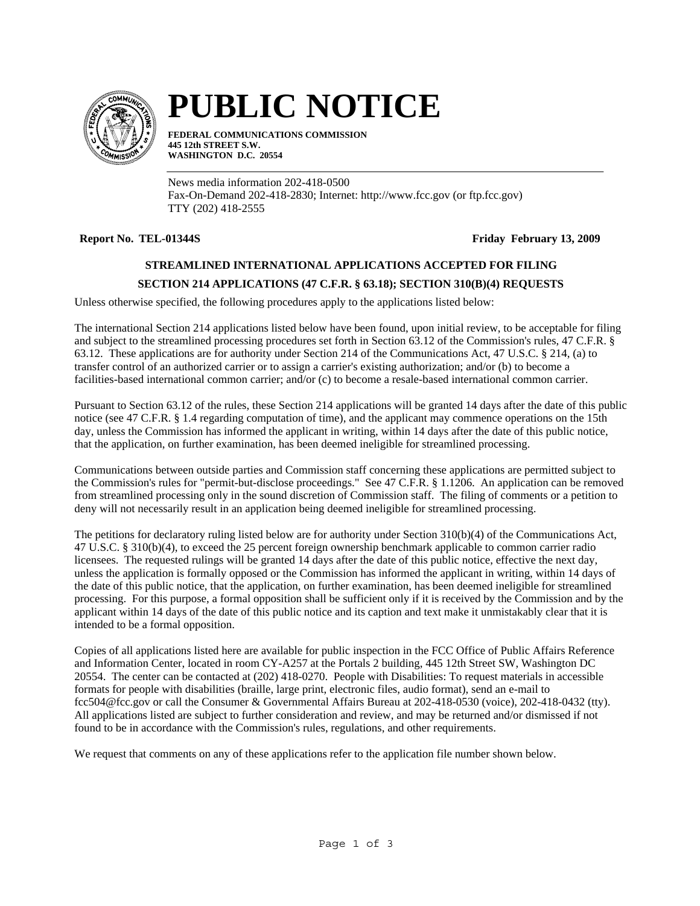# PUBLIC NOTICE

**FEDERAL COMMUNICATIONS COMMISSION**
**445 12th STREET S.W.**
**WASHINGTON D.C. 20554**

News media information 202-418-0500
Fax-On-Demand 202-418-2830; Internet: http://www.fcc.gov (or ftp.fcc.gov)
TTY (202) 418-2555

**Report No. TEL-01344S** **Friday February 13, 2009**

## STREAMLINED INTERNATIONAL APPLICATIONS ACCEPTED FOR FILING

## SECTION 214 APPLICATIONS (47 C.F.R. § 63.18); SECTION 310(B)(4) REQUESTS

Unless otherwise specified, the following procedures apply to the applications listed below:

The international Section 214 applications listed below have been found, upon initial review, to be acceptable for filing and subject to the streamlined processing procedures set forth in Section 63.12 of the Commission's rules, 47 C.F.R. § 63.12. These applications are for authority under Section 214 of the Communications Act, 47 U.S.C. § 214, (a) to transfer control of an authorized carrier or to assign a carrier's existing authorization; and/or (b) to become a facilities-based international common carrier; and/or (c) to become a resale-based international common carrier.

Pursuant to Section 63.12 of the rules, these Section 214 applications will be granted 14 days after the date of this public notice (see 47 C.F.R. § 1.4 regarding computation of time), and the applicant may commence operations on the 15th day, unless the Commission has informed the applicant in writing, within 14 days after the date of this public notice, that the application, on further examination, has been deemed ineligible for streamlined processing.

Communications between outside parties and Commission staff concerning these applications are permitted subject to the Commission's rules for "permit-but-disclose proceedings." See 47 C.F.R. § 1.1206. An application can be removed from streamlined processing only in the sound discretion of Commission staff. The filing of comments or a petition to deny will not necessarily result in an application being deemed ineligible for streamlined processing.

The petitions for declaratory ruling listed below are for authority under Section 310(b)(4) of the Communications Act, 47 U.S.C. § 310(b)(4), to exceed the 25 percent foreign ownership benchmark applicable to common carrier radio licensees. The requested rulings will be granted 14 days after the date of this public notice, effective the next day, unless the application is formally opposed or the Commission has informed the applicant in writing, within 14 days of the date of this public notice, that the application, on further examination, has been deemed ineligible for streamlined processing. For this purpose, a formal opposition shall be sufficient only if it is received by the Commission and by the applicant within 14 days of the date of this public notice and its caption and text make it unmistakably clear that it is intended to be a formal opposition.

Copies of all applications listed here are available for public inspection in the FCC Office of Public Affairs Reference and Information Center, located in room CY-A257 at the Portals 2 building, 445 12th Street SW, Washington DC 20554. The center can be contacted at (202) 418-0270. People with Disabilities: To request materials in accessible formats for people with disabilities (braille, large print, electronic files, audio format), send an e-mail to fcc504@fcc.gov or call the Consumer & Governmental Affairs Bureau at 202-418-0530 (voice), 202-418-0432 (tty). All applications listed are subject to further consideration and review, and may be returned and/or dismissed if not found to be in accordance with the Commission's rules, regulations, and other requirements.

We request that comments on any of these applications refer to the application file number shown below.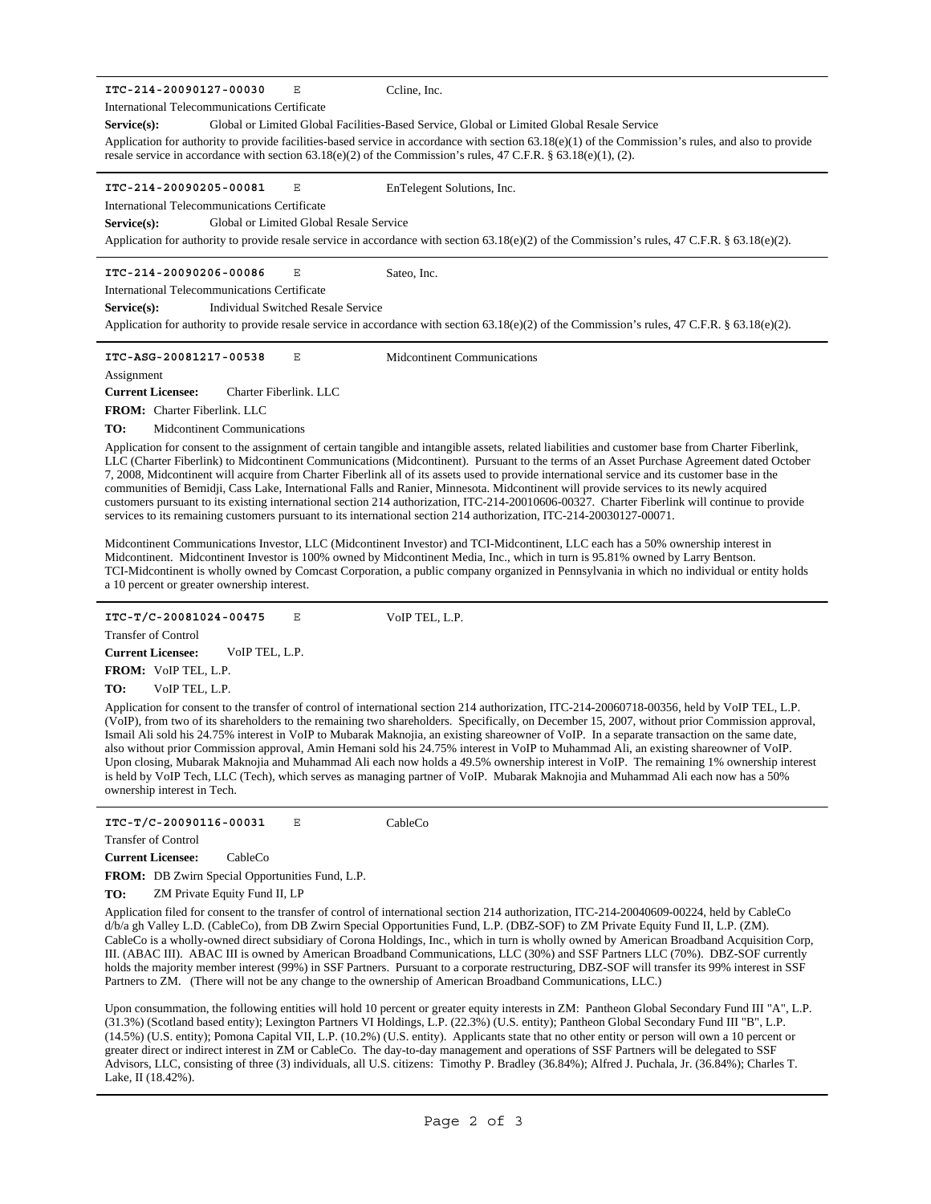**ITC-214-20090127-00030** E Ccline, Inc.

International Telecommunications Certificate

**Service(s):** Global or Limited Global Facilities-Based Service, Global or Limited Global Resale Service

Application for authority to provide facilities-based service in accordance with section 63.18(e)(1) of the Commission's rules, and also to provide resale service in accordance with section 63.18(e)(2) of the Commission's rules, 47 C.F.R. § 63.18(e)(1), (2).

---

**ITC-214-20090205-00081** E EnTelegent Solutions, Inc.

International Telecommunications Certificate

**Service(s):** Global or Limited Global Resale Service

Application for authority to provide resale service in accordance with section 63.18(e)(2) of the Commission's rules, 47 C.F.R. § 63.18(e)(2).

---

**ITC-214-20090206-00086** E Sateo, Inc.

International Telecommunications Certificate

**Service(s):** Individual Switched Resale Service

Application for authority to provide resale service in accordance with section 63.18(e)(2) of the Commission's rules, 47 C.F.R. § 63.18(e)(2).

---

**ITC-ASG-20081217-00538** E Midcontinent Communications

Assignment

**Current Licensee:** Charter Fiberlink. LLC

**FROM:** Charter Fiberlink. LLC

**TO:** Midcontinent Communications

Application for consent to the assignment of certain tangible and intangible assets, related liabilities and customer base from Charter Fiberlink, LLC (Charter Fiberlink) to Midcontinent Communications (Midcontinent). Pursuant to the terms of an Asset Purchase Agreement dated October 7, 2008, Midcontinent will acquire from Charter Fiberlink all of its assets used to provide international service and its customer base in the communities of Bemidji, Cass Lake, International Falls and Ranier, Minnesota. Midcontinent will provide services to its newly acquired customers pursuant to its existing international section 214 authorization, ITC-214-20010606-00327. Charter Fiberlink will continue to provide services to its remaining customers pursuant to its international section 214 authorization, ITC-214-20030127-00071.

Midcontinent Communications Investor, LLC (Midcontinent Investor) and TCI-Midcontinent, LLC each has a 50% ownership interest in Midcontinent. Midcontinent Investor is 100% owned by Midcontinent Media, Inc., which in turn is 95.81% owned by Larry Bentson. TCI-Midcontinent is wholly owned by Comcast Corporation, a public company organized in Pennsylvania in which no individual or entity holds a 10 percent or greater ownership interest.

---

**ITC-T/C-20081024-00475** E VoIP TEL, L.P.

Transfer of Control

**Current Licensee:** VoIP TEL, L.P.

**FROM:** VoIP TEL, L.P.

**TO:** VoIP TEL, L.P.

Application for consent to the transfer of control of international section 214 authorization, ITC-214-20060718-00356, held by VoIP TEL, L.P. (VoIP), from two of its shareholders to the remaining two shareholders. Specifically, on December 15, 2007, without prior Commission approval, Ismail Ali sold his 24.75% interest in VoIP to Mubarak Maknojia, an existing shareowner of VoIP. In a separate transaction on the same date, also without prior Commission approval, Amin Hemani sold his 24.75% interest in VoIP to Muhammad Ali, an existing shareowner of VoIP. Upon closing, Mubarak Maknojia and Muhammad Ali each now holds a 49.5% ownership interest in VoIP. The remaining 1% ownership interest is held by VoIP Tech, LLC (Tech), which serves as managing partner of VoIP. Mubarak Maknojia and Muhammad Ali each now has a 50% ownership interest in Tech.

---

**ITC-T/C-20090116-00031** E CableCo

Transfer of Control

**Current Licensee:** CableCo

**FROM:** DB Zwirn Special Opportunities Fund, L.P.

**TO:** ZM Private Equity Fund II, LP

Application filed for consent to the transfer of control of international section 214 authorization, ITC-214-20040609-00224, held by CableCo d/b/a gh Valley L.D. (CableCo), from DB Zwirn Special Opportunities Fund, L.P. (DBZ-SOF) to ZM Private Equity Fund II, L.P. (ZM). CableCo is a wholly-owned direct subsidiary of Corona Holdings, Inc., which in turn is wholly owned by American Broadband Acquisition Corp, III. (ABAC III). ABAC III is owned by American Broadband Communications, LLC (30%) and SSF Partners LLC (70%). DBZ-SOF currently holds the majority member interest (99%) in SSF Partners. Pursuant to a corporate restructuring, DBZ-SOF will transfer its 99% interest in SSF Partners to ZM. (There will not be any change to the ownership of American Broadband Communications, LLC.)

Upon consummation, the following entities will hold 10 percent or greater equity interests in ZM: Pantheon Global Secondary Fund III "A", L.P. (31.3%) (Scotland based entity); Lexington Partners VI Holdings, L.P. (22.3%) (U.S. entity); Pantheon Global Secondary Fund III "B", L.P. (14.5%) (U.S. entity); Pomona Capital VII, L.P. (10.2%) (U.S. entity). Applicants state that no other entity or person will own a 10 percent or greater direct or indirect interest in ZM or CableCo. The day-to-day management and operations of SSF Partners will be delegated to SSF Advisors, LLC, consisting of three (3) individuals, all U.S. citizens: Timothy P. Bradley (36.84%); Alfred J. Puchala, Jr. (36.84%); Charles T. Lake, II (18.42%).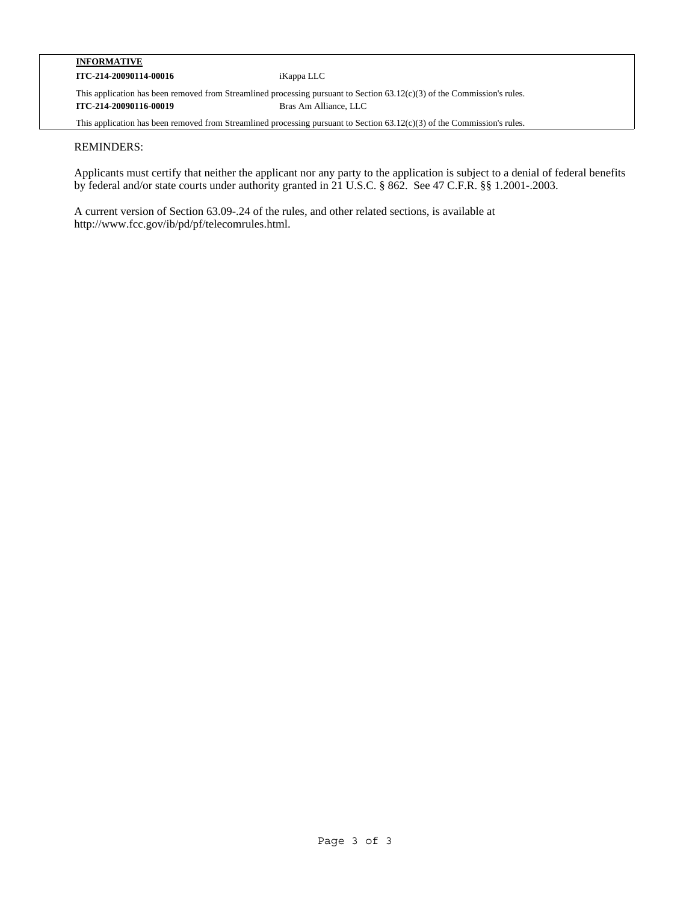**INFORMATIVE**

**ITC-214-20090114-00016** iKappa LLC

This application has been removed from Streamlined processing pursuant to Section 63.12(c)(3) of the Commission's rules.

**ITC-214-20090116-00019** Bras Am Alliance, LLC

This application has been removed from Streamlined processing pursuant to Section 63.12(c)(3) of the Commission's rules.

REMINDERS:

Applicants must certify that neither the applicant nor any party to the application is subject to a denial of federal benefits by federal and/or state courts under authority granted in 21 U.S.C. § 862. See 47 C.F.R. §§ 1.2001-.2003.

A current version of Section 63.09-.24 of the rules, and other related sections, is available at http://www.fcc.gov/ib/pd/pf/telecomrules.html.